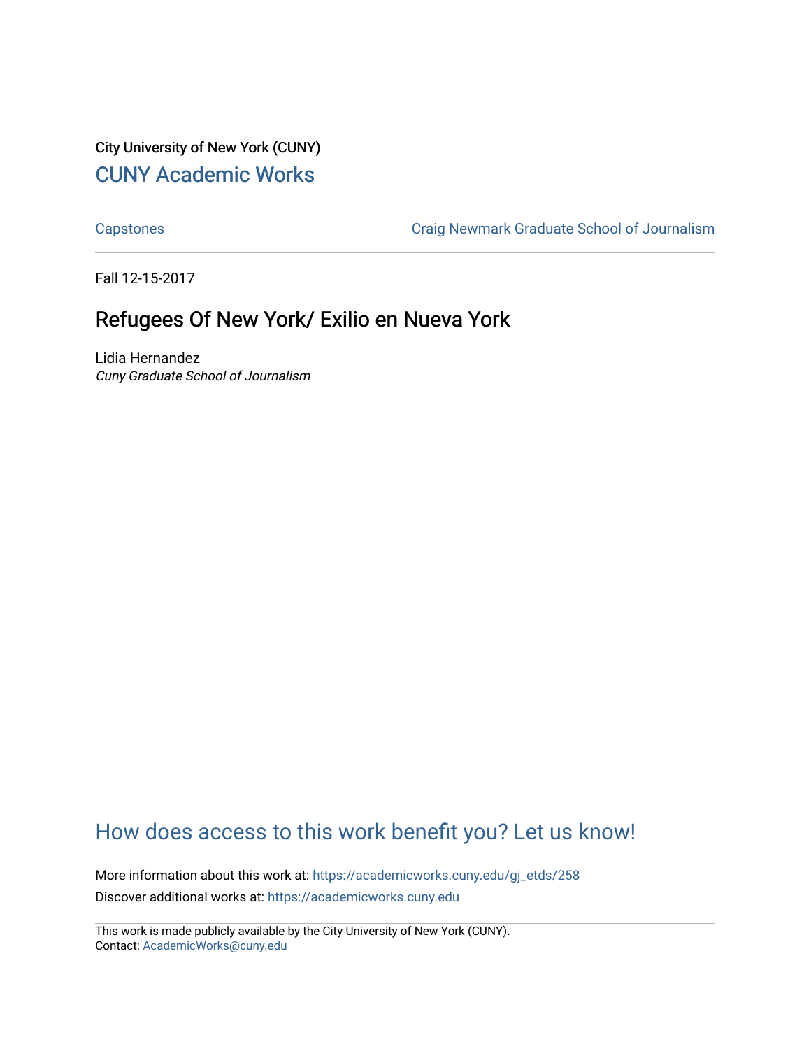City University of New York (CUNY)

[CUNY Academic Works](https://academicworks.cuny.edu)

[Capstones](https://academicworks.cuny.edu/gj_etds) | [Craig Newmark Graduate School of Journalism](https://academicworks.cuny.edu/gj)

Fall 12-15-2017

# Refugees Of New York/ Exilio en Nueva York

Lidia Hernandez
*Cuny Graduate School of Journalism*

## How does access to this work benefit you? Let us know!

More information about this work at: https://academicworks.cuny.edu/gj_etds/258

Discover additional works at: https://academicworks.cuny.edu

This work is made publicly available by the City University of New York (CUNY).
Contact: AcademicWorks@cuny.edu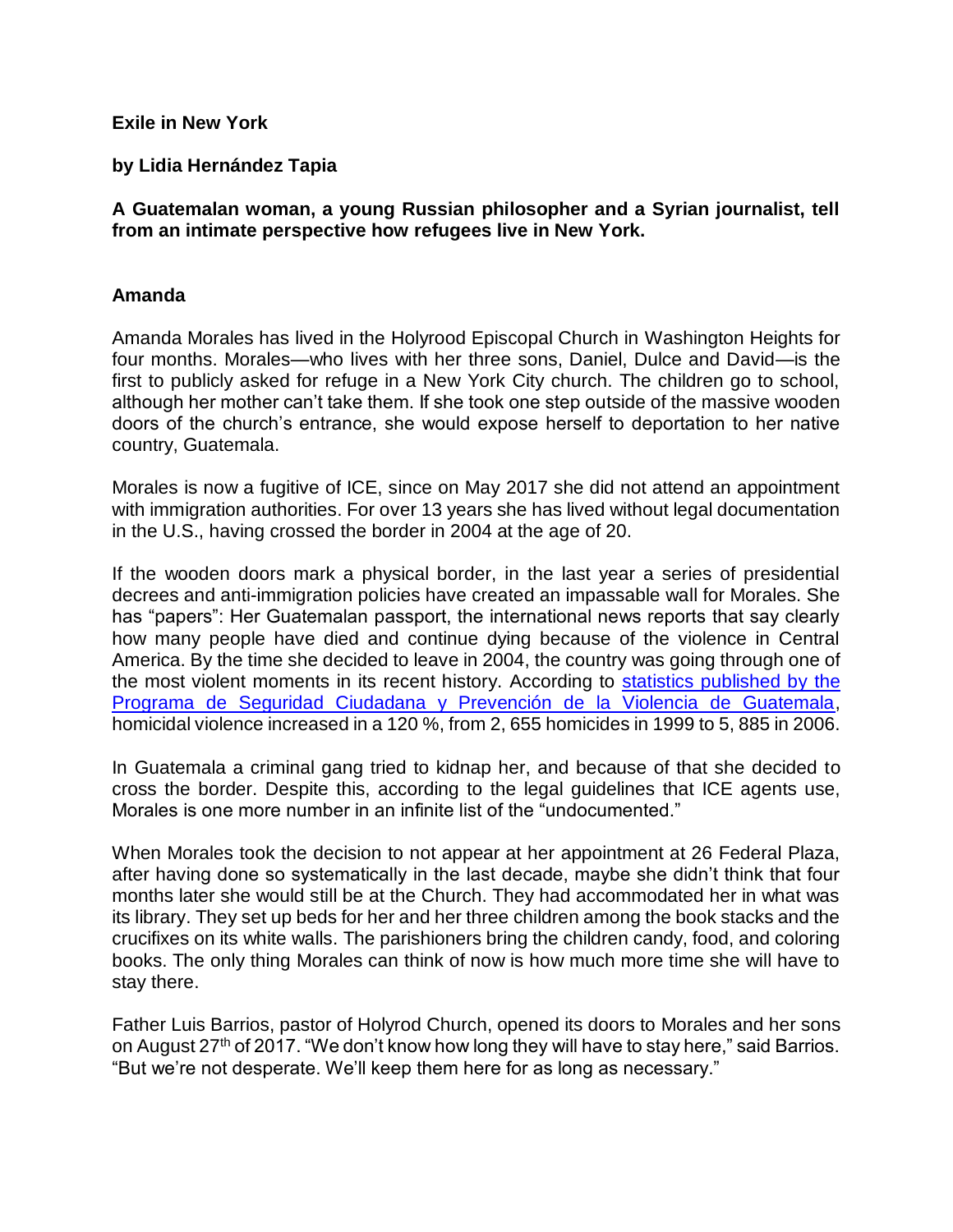**Exile in New York**

**by Lidia Hernández Tapia**

**A Guatemalan woman, a young Russian philosopher and a Syrian journalist, tell from an intimate perspective how refugees live in New York.**

**Amanda**

Amanda Morales has lived in the Holyrood Episcopal Church in Washington Heights for four months. Morales—who lives with her three sons, Daniel, Dulce and David—is the first to publicly asked for refuge in a New York City church. The children go to school, although her mother can't take them. If she took one step outside of the massive wooden doors of the church's entrance, she would expose herself to deportation to her native country, Guatemala.

Morales is now a fugitive of ICE, since on May 2017 she did not attend an appointment with immigration authorities. For over 13 years she has lived without legal documentation in the U.S., having crossed the border in 2004 at the age of 20.

If the wooden doors mark a physical border, in the last year a series of presidential decrees and anti-immigration policies have created an impassable wall for Morales. She has "papers": Her Guatemalan passport, the international news reports that say clearly how many people have died and continue dying because of the violence in Central America. By the time she decided to leave in 2004, the country was going through one of the most violent moments in its recent history. According to [statistics published by the Programa de Seguridad Ciudadana y Prevención de la Violencia de Guatemala](), homicidal violence increased in a 120 %, from 2, 655 homicides in 1999 to 5, 885 in 2006.

In Guatemala a criminal gang tried to kidnap her, and because of that she decided to cross the border. Despite this, according to the legal guidelines that ICE agents use, Morales is one more number in an infinite list of the "undocumented."

When Morales took the decision to not appear at her appointment at 26 Federal Plaza, after having done so systematically in the last decade, maybe she didn't think that four months later she would still be at the Church. They had accommodated her in what was its library. They set up beds for her and her three children among the book stacks and the crucifixes on its white walls. The parishioners bring the children candy, food, and coloring books. The only thing Morales can think of now is how much more time she will have to stay there.

Father Luis Barrios, pastor of Holyrod Church, opened its doors to Morales and her sons on August 27th of 2017. "We don't know how long they will have to stay here," said Barrios. "But we're not desperate. We'll keep them here for as long as necessary."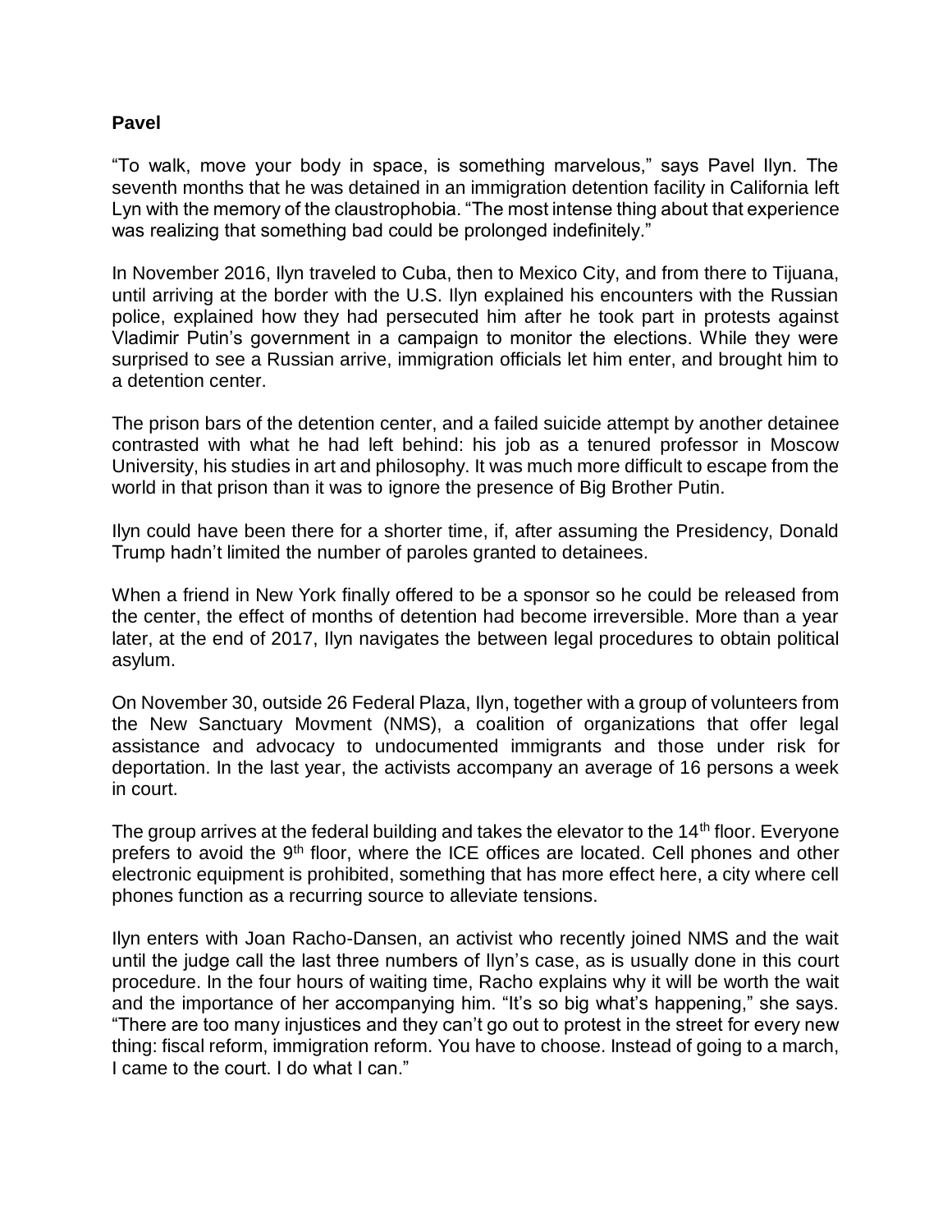**Pavel**

"To walk, move your body in space, is something marvelous," says Pavel Ilyn. The seventh months that he was detained in an immigration detention facility in California left Lyn with the memory of the claustrophobia. "The most intense thing about that experience was realizing that something bad could be prolonged indefinitely."

In November 2016, Ilyn traveled to Cuba, then to Mexico City, and from there to Tijuana, until arriving at the border with the U.S. Ilyn explained his encounters with the Russian police, explained how they had persecuted him after he took part in protests against Vladimir Putin's government in a campaign to monitor the elections. While they were surprised to see a Russian arrive, immigration officials let him enter, and brought him to a detention center.

The prison bars of the detention center, and a failed suicide attempt by another detainee contrasted with what he had left behind: his job as a tenured professor in Moscow University, his studies in art and philosophy. It was much more difficult to escape from the world in that prison than it was to ignore the presence of Big Brother Putin.

Ilyn could have been there for a shorter time, if, after assuming the Presidency, Donald Trump hadn't limited the number of paroles granted to detainees.

When a friend in New York finally offered to be a sponsor so he could be released from the center, the effect of months of detention had become irreversible. More than a year later, at the end of 2017, Ilyn navigates the between legal procedures to obtain political asylum.

On November 30, outside 26 Federal Plaza, Ilyn, together with a group of volunteers from the New Sanctuary Movment (NMS), a coalition of organizations that offer legal assistance and advocacy to undocumented immigrants and those under risk for deportation. In the last year, the activists accompany an average of 16 persons a week in court.

The group arrives at the federal building and takes the elevator to the 14th floor. Everyone prefers to avoid the 9th floor, where the ICE offices are located. Cell phones and other electronic equipment is prohibited, something that has more effect here, a city where cell phones function as a recurring source to alleviate tensions.

Ilyn enters with Joan Racho-Dansen, an activist who recently joined NMS and the wait until the judge call the last three numbers of Ilyn's case, as is usually done in this court procedure. In the four hours of waiting time, Racho explains why it will be worth the wait and the importance of her accompanying him. "It's so big what's happening," she says. "There are too many injustices and they can't go out to protest in the street for every new thing: fiscal reform, immigration reform. You have to choose. Instead of going to a march, I came to the court. I do what I can."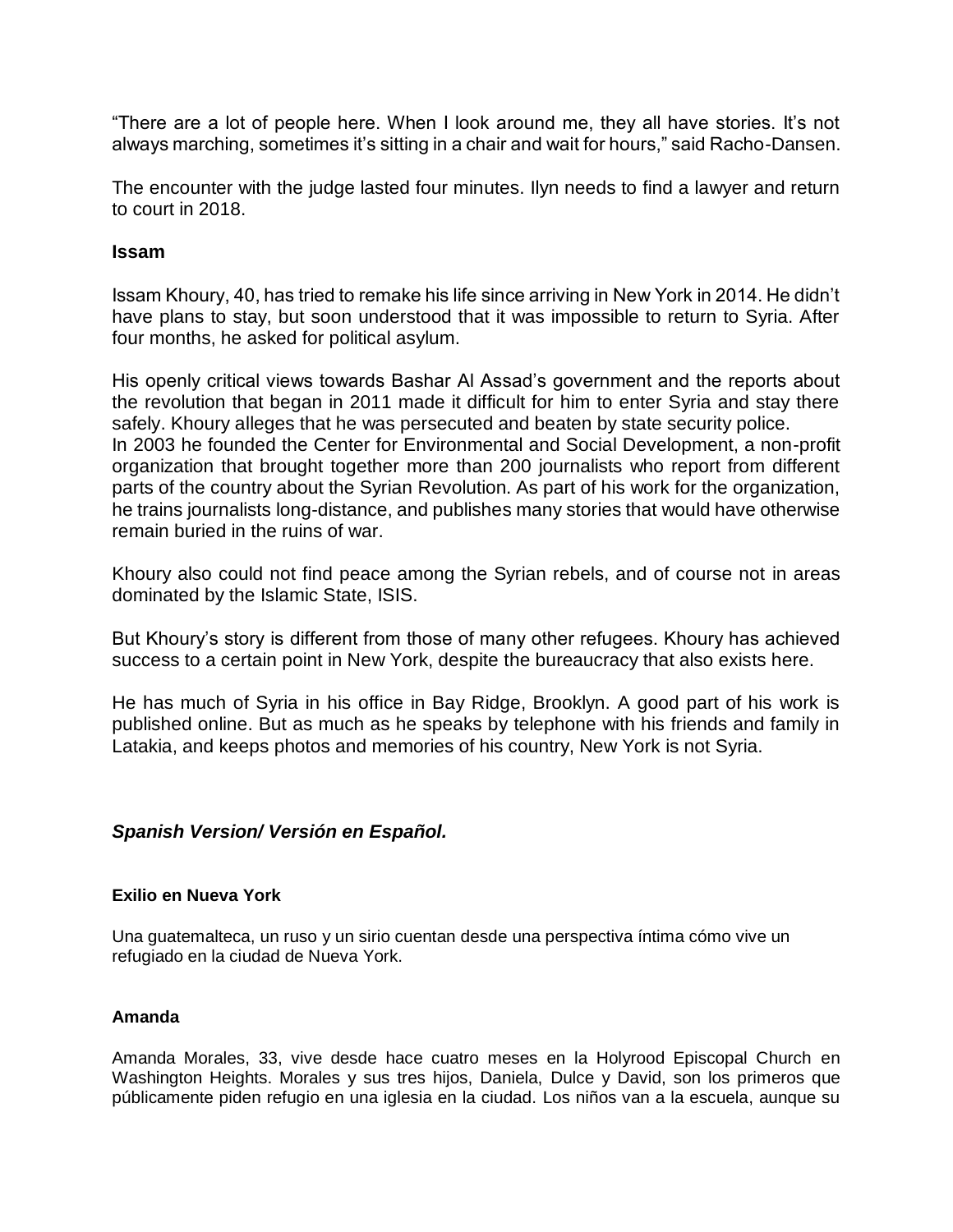"There are a lot of people here. When I look around me, they all have stories. It's not always marching, sometimes it's sitting in a chair and wait for hours," said Racho-Dansen.

The encounter with the judge lasted four minutes. Ilyn needs to find a lawyer and return to court in 2018.

**Issam**

Issam Khoury, 40, has tried to remake his life since arriving in New York in 2014. He didn't have plans to stay, but soon understood that it was impossible to return to Syria. After four months, he asked for political asylum.

His openly critical views towards Bashar Al Assad's government and the reports about the revolution that began in 2011 made it difficult for him to enter Syria and stay there safely. Khoury alleges that he was persecuted and beaten by state security police.
In 2003 he founded the Center for Environmental and Social Development, a non-profit organization that brought together more than 200 journalists who report from different parts of the country about the Syrian Revolution. As part of his work for the organization, he trains journalists long-distance, and publishes many stories that would have otherwise remain buried in the ruins of war.

Khoury also could not find peace among the Syrian rebels, and of course not in areas dominated by the Islamic State, ISIS.

But Khoury's story is different from those of many other refugees. Khoury has achieved success to a certain point in New York, despite the bureaucracy that also exists here.

He has much of Syria in his office in Bay Ridge, Brooklyn. A good part of his work is published online. But as much as he speaks by telephone with his friends and family in Latakia, and keeps photos and memories of his country, New York is not Syria.

***Spanish Version/ Versión en Español.***

**Exilio en Nueva York**

Una guatemalteca, un ruso y un sirio cuentan desde una perspectiva íntima cómo vive un refugiado en la ciudad de Nueva York.

**Amanda**

Amanda Morales, 33, vive desde hace cuatro meses en la Holyrood Episcopal Church en Washington Heights. Morales y sus tres hijos, Daniela, Dulce y David, son los primeros que públicamente piden refugio en una iglesia en la ciudad. Los niños van a la escuela, aunque su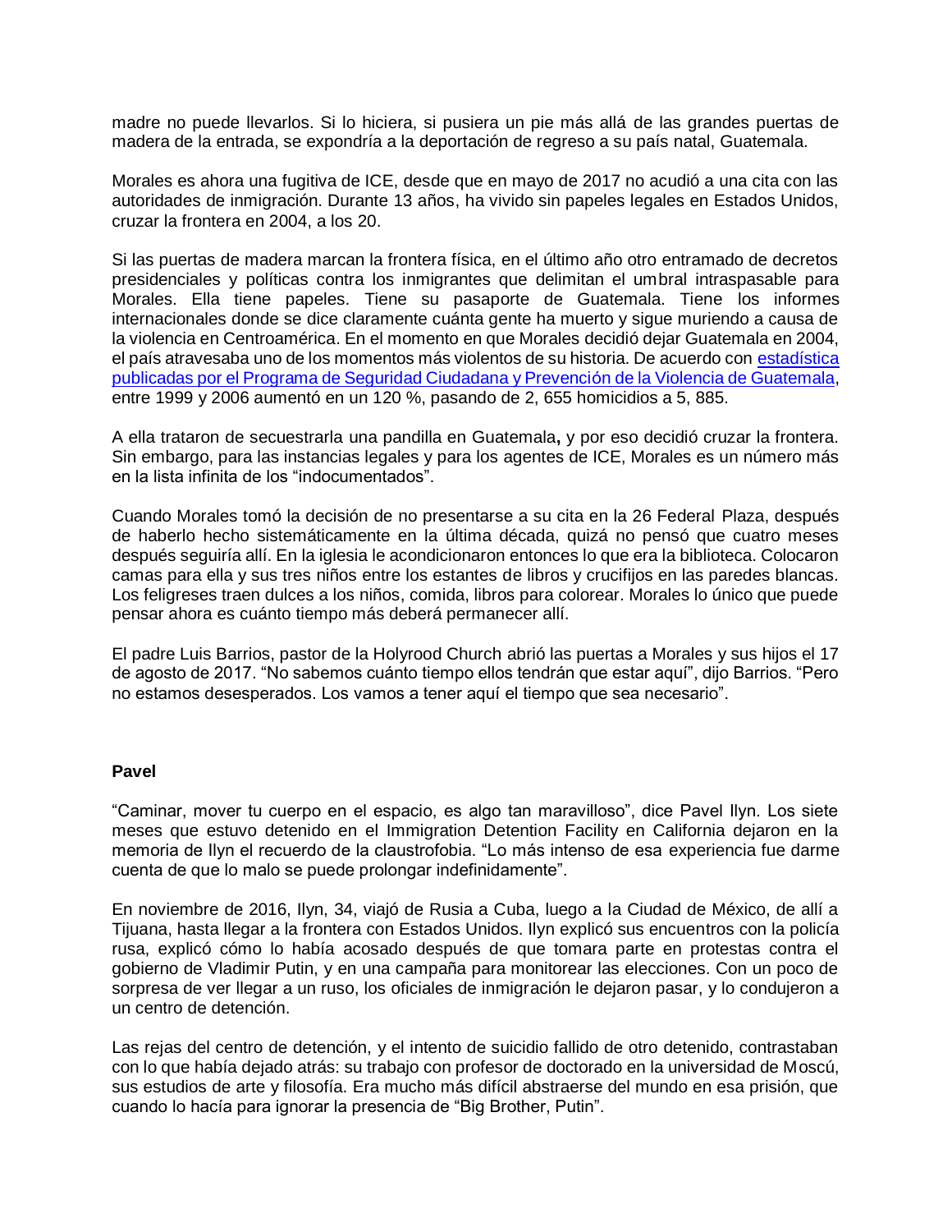madre no puede llevarlos. Si lo hiciera, si pusiera un pie más allá de las grandes puertas de madera de la entrada, se expondría a la deportación de regreso a su país natal, Guatemala.

Morales es ahora una fugitiva de ICE, desde que en mayo de 2017 no acudió a una cita con las autoridades de inmigración. Durante 13 años, ha vivido sin papeles legales en Estados Unidos, cruzar la frontera en 2004, a los 20.

Si las puertas de madera marcan la frontera física, en el último año otro entramado de decretos presidenciales y políticas contra los inmigrantes que delimitan el umbral intraspasable para Morales. Ella tiene papeles. Tiene su pasaporte de Guatemala. Tiene los informes internacionales donde se dice claramente cuánta gente ha muerto y sigue muriendo a causa de la violencia en Centroamérica. En el momento en que Morales decidió dejar Guatemala en 2004, el país atravesaba uno de los momentos más violentos de su historia. De acuerdo con estadística publicadas por el Programa de Seguridad Ciudadana y Prevención de la Violencia de Guatemala, entre 1999 y 2006 aumentó en un 120 %, pasando de 2, 655 homicidios a 5, 885.

A ella trataron de secuestrarla una pandilla en Guatemala**,** y por eso decidió cruzar la frontera. Sin embargo, para las instancias legales y para los agentes de ICE, Morales es un número más en la lista infinita de los "indocumentados".

Cuando Morales tomó la decisión de no presentarse a su cita en la 26 Federal Plaza, después de haberlo hecho sistemáticamente en la última década, quizá no pensó que cuatro meses después seguiría allí. En la iglesia le acondicionaron entonces lo que era la biblioteca. Colocaron camas para ella y sus tres niños entre los estantes de libros y crucifijos en las paredes blancas. Los feligreses traen dulces a los niños, comida, libros para colorear. Morales lo único que puede pensar ahora es cuánto tiempo más deberá permanecer allí.

El padre Luis Barrios, pastor de la Holyrood Church abrió las puertas a Morales y sus hijos el 17 de agosto de 2017. "No sabemos cuánto tiempo ellos tendrán que estar aquí", dijo Barrios. "Pero no estamos desesperados. Los vamos a tener aquí el tiempo que sea necesario".

**Pavel**

"Caminar, mover tu cuerpo en el espacio, es algo tan maravilloso", dice Pavel Ilyn. Los siete meses que estuvo detenido en el Immigration Detention Facility en California dejaron en la memoria de Ilyn el recuerdo de la claustrofobia. "Lo más intenso de esa experiencia fue darme cuenta de que lo malo se puede prolongar indefinidamente".

En noviembre de 2016, Ilyn, 34, viajó de Rusia a Cuba, luego a la Ciudad de México, de allí a Tijuana, hasta llegar a la frontera con Estados Unidos. Ilyn explicó sus encuentros con la policía rusa, explicó cómo lo había acosado después de que tomara parte en protestas contra el gobierno de Vladimir Putin, y en una campaña para monitorear las elecciones. Con un poco de sorpresa de ver llegar a un ruso, los oficiales de inmigración le dejaron pasar, y lo condujeron a un centro de detención.

Las rejas del centro de detención, y el intento de suicidio fallido de otro detenido, contrastaban con lo que había dejado atrás: su trabajo con profesor de doctorado en la universidad de Moscú, sus estudios de arte y filosofía. Era mucho más difícil abstraerse del mundo en esa prisión, que cuando lo hacía para ignorar la presencia de "Big Brother, Putin".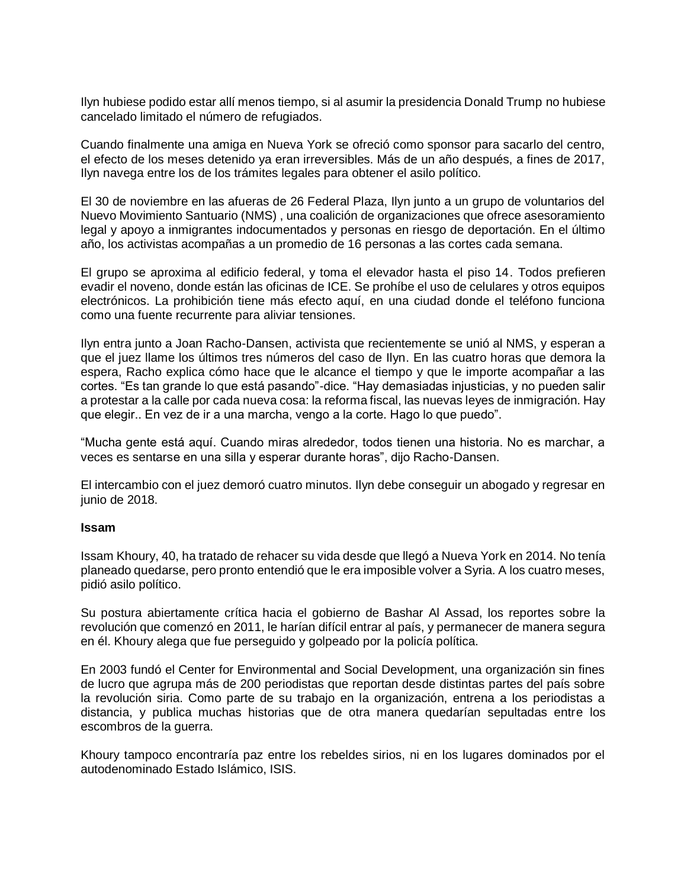Ilyn hubiese podido estar allí menos tiempo, si al asumir la presidencia Donald Trump no hubiese cancelado limitado el número de refugiados.

Cuando finalmente una amiga en Nueva York se ofreció como sponsor para sacarlo del centro, el efecto de los meses detenido ya eran irreversibles. Más de un año después, a fines de 2017, Ilyn navega entre los de los trámites legales para obtener el asilo político.

El 30 de noviembre en las afueras de 26 Federal Plaza, Ilyn junto a un grupo de voluntarios del Nuevo Movimiento Santuario (NMS) , una coalición de organizaciones que ofrece asesoramiento legal y apoyo a inmigrantes indocumentados y personas en riesgo de deportación. En el último año, los activistas acompañas a un promedio de 16 personas a las cortes cada semana.

El grupo se aproxima al edificio federal, y toma el elevador hasta el piso 14. Todos prefieren evadir el noveno, donde están las oficinas de ICE. Se prohíbe el uso de celulares y otros equipos electrónicos. La prohibición tiene más efecto aquí, en una ciudad donde el teléfono funciona como una fuente recurrente para aliviar tensiones.

Ilyn entra junto a Joan Racho-Dansen, activista que recientemente se unió al NMS, y esperan a que el juez llame los últimos tres números del caso de Ilyn. En las cuatro horas que demora la espera, Racho explica cómo hace que le alcance el tiempo y que le importe acompañar a las cortes. “Es tan grande lo que está pasando”-dice. “Hay demasiadas injusticias, y no pueden salir a protestar a la calle por cada nueva cosa: la reforma fiscal, las nuevas leyes de inmigración. Hay que elegir.. En vez de ir a una marcha, vengo a la corte. Hago lo que puedo”.

“Mucha gente está aquí. Cuando miras alrededor, todos tienen una historia. No es marchar, a veces es sentarse en una silla y esperar durante horas”, dijo Racho-Dansen.

El intercambio con el juez demoró cuatro minutos. Ilyn debe conseguir un abogado y regresar en junio de 2018.

**Issam**

Issam Khoury, 40, ha tratado de rehacer su vida desde que llegó a Nueva York en 2014. No tenía planeado quedarse, pero pronto entendió que le era imposible volver a Syria. A los cuatro meses, pidió asilo político.

Su postura abiertamente crítica hacia el gobierno de Bashar Al Assad, los reportes sobre la revolución que comenzó en 2011, le harían difícil entrar al país, y permanecer de manera segura en él. Khoury alega que fue perseguido y golpeado por la policía política.

En 2003 fundó el Center for Environmental and Social Development, una organización sin fines de lucro que agrupa más de 200 periodistas que reportan desde distintas partes del país sobre la revolución siria. Como parte de su trabajo en la organización, entrena a los periodistas a distancia, y publica muchas historias que de otra manera quedarían sepultadas entre los escombros de la guerra.

Khoury tampoco encontraría paz entre los rebeldes sirios, ni en los lugares dominados por el autodenominado Estado Islámico, ISIS.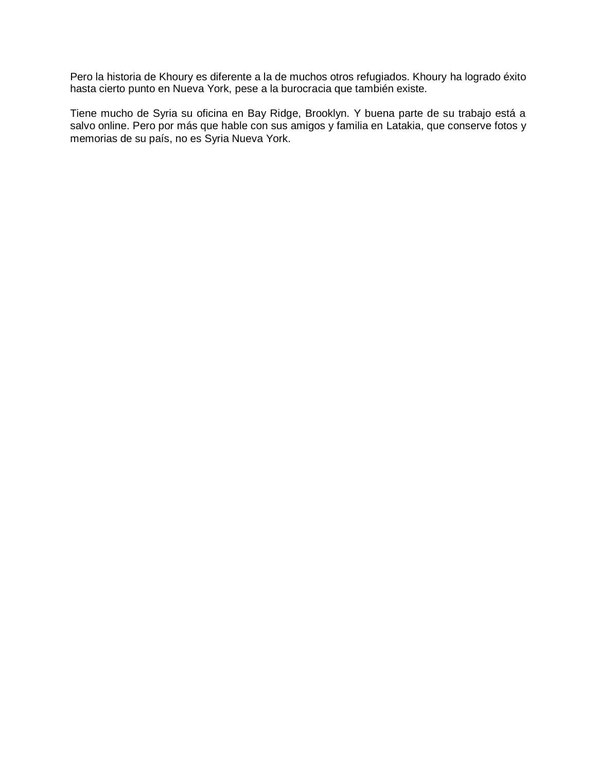Pero la historia de Khoury es diferente a la de muchos otros refugiados. Khoury ha logrado éxito hasta cierto punto en Nueva York, pese a la burocracia que también existe.

Tiene mucho de Syria su oficina en Bay Ridge, Brooklyn. Y buena parte de su trabajo está a salvo online. Pero por más que hable con sus amigos y familia en Latakia, que conserve fotos y memorias de su país, no es Syria Nueva York.